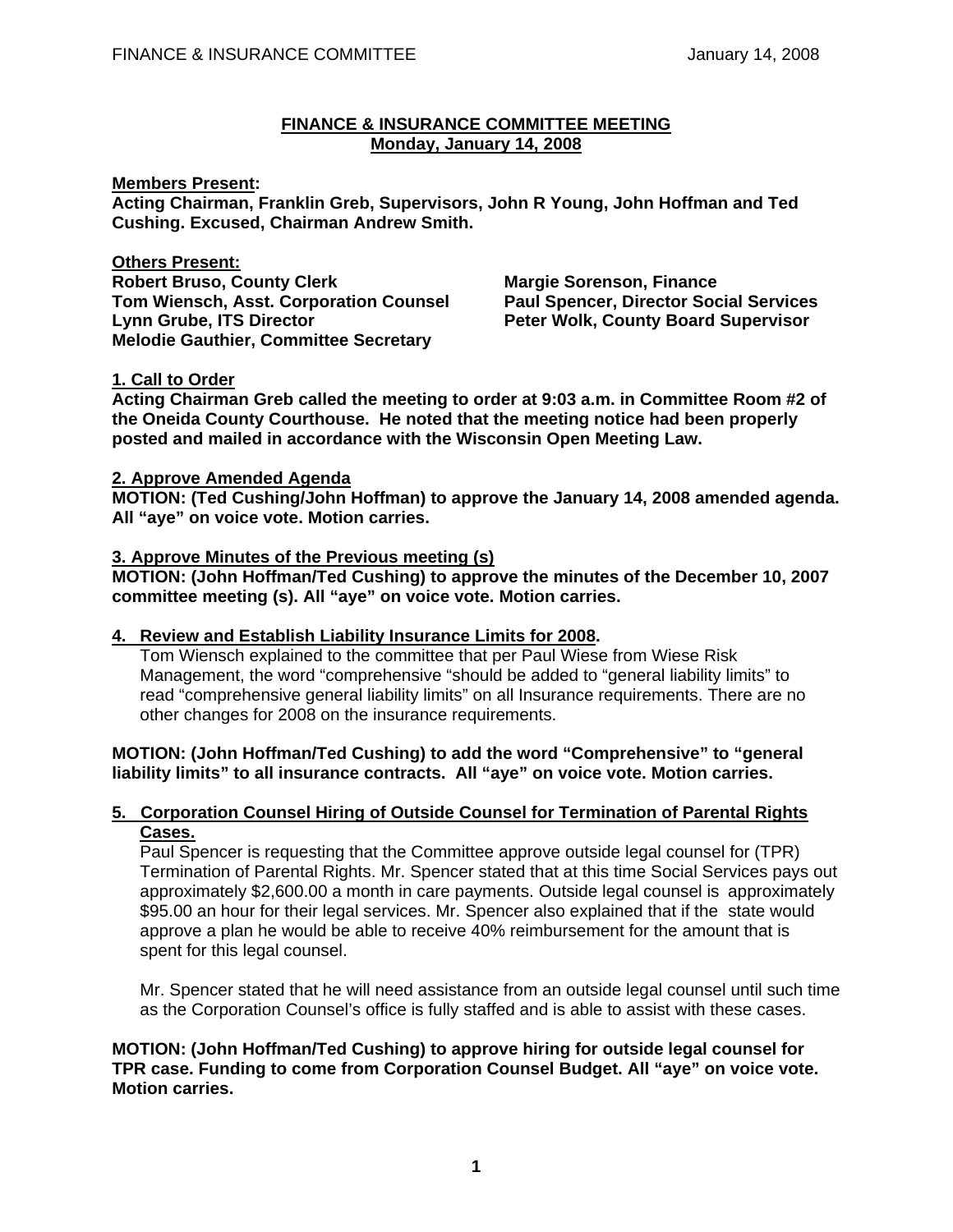## FINANCE & INSURANCE COMMITTEE MEETING
## Monday, January 14, 2008

**Members Present:**
**Acting Chairman, Franklin Greb, Supervisors, John R Young, John Hoffman and Ted Cushing. Excused, Chairman Andrew Smith.**

**Others Present:**
**Robert Bruso, County Clerk**
**Tom Wiensch, Asst. Corporation Counsel**
**Lynn Grube, ITS Director**
**Melodie Gauthier, Committee Secretary**
**Margie Sorenson, Finance**
**Paul Spencer, Director Social Services**
**Peter Wolk, County Board Supervisor**

**1. Call to Order**
**Acting Chairman Greb called the meeting to order at 9:03 a.m. in Committee Room #2 of the Oneida County Courthouse. He noted that the meeting notice had been properly posted and mailed in accordance with the Wisconsin Open Meeting Law.**

**2. Approve Amended Agenda**
**MOTION: (Ted Cushing/John Hoffman) to approve the January 14, 2008 amended agenda. All "aye" on voice vote. Motion carries.**

**3. Approve Minutes of the Previous meeting (s)**
**MOTION: (John Hoffman/Ted Cushing) to approve the minutes of the December 10, 2007 committee meeting (s). All "aye" on voice vote. Motion carries.**

**4. Review and Establish Liability Insurance Limits for 2008.**

Tom Wiensch explained to the committee that per Paul Wiese from Wiese Risk Management, the word "comprehensive "should be added to "general liability limits" to read "comprehensive general liability limits" on all Insurance requirements. There are no other changes for 2008 on the insurance requirements.

**MOTION: (John Hoffman/Ted Cushing) to add the word "Comprehensive" to "general liability limits" to all insurance contracts. All "aye" on voice vote. Motion carries.**

**5. Corporation Counsel Hiring of Outside Counsel for Termination of Parental Rights Cases.**

Paul Spencer is requesting that the Committee approve outside legal counsel for (TPR) Termination of Parental Rights. Mr. Spencer stated that at this time Social Services pays out approximately $2,600.00 a month in care payments. Outside legal counsel is approximately $95.00 an hour for their legal services. Mr. Spencer also explained that if the state would approve a plan he would be able to receive 40% reimbursement for the amount that is spent for this legal counsel.

Mr. Spencer stated that he will need assistance from an outside legal counsel until such time as the Corporation Counsel's office is fully staffed and is able to assist with these cases.

**MOTION: (John Hoffman/Ted Cushing) to approve hiring for outside legal counsel for TPR case. Funding to come from Corporation Counsel Budget. All "aye" on voice vote. Motion carries.**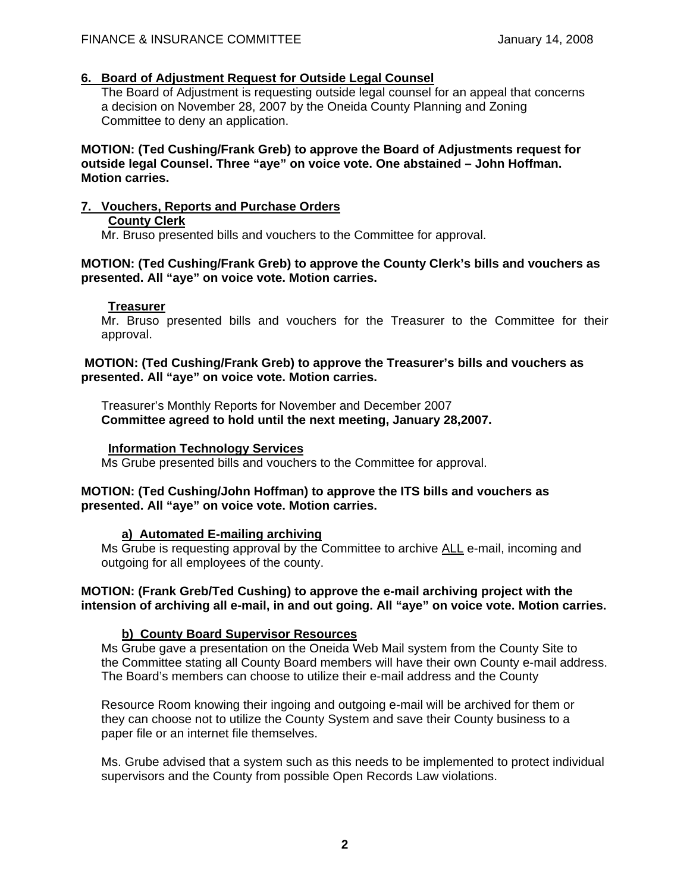## 6. Board of Adjustment Request for Outside Legal Counsel

The Board of Adjustment is requesting outside legal counsel for an appeal that concerns a decision on November 28, 2007 by the Oneida County Planning and Zoning Committee to deny an application.

**MOTION: (Ted Cushing/Frank Greb) to approve the Board of Adjustments request for outside legal Counsel. Three "aye" on voice vote. One abstained – John Hoffman. Motion carries.**

## 7. Vouchers, Reports and Purchase Orders

### County Clerk

Mr. Bruso presented bills and vouchers to the Committee for approval.

**MOTION: (Ted Cushing/Frank Greb) to approve the County Clerk's bills and vouchers as presented. All "aye" on voice vote. Motion carries.**

### Treasurer

Mr. Bruso presented bills and vouchers for the Treasurer to the Committee for their approval.

**MOTION: (Ted Cushing/Frank Greb) to approve the Treasurer's bills and vouchers as presented. All "aye" on voice vote. Motion carries.**

Treasurer's Monthly Reports for November and December 2007
**Committee agreed to hold until the next meeting, January 28,2007.**

### Information Technology Services

Ms Grube presented bills and vouchers to the Committee for approval.

**MOTION: (Ted Cushing/John Hoffman) to approve the ITS bills and vouchers as presented. All "aye" on voice vote. Motion carries.**

#### a) Automated E-mailing archiving

Ms Grube is requesting approval by the Committee to archive ALL e-mail, incoming and outgoing for all employees of the county.

**MOTION: (Frank Greb/Ted Cushing) to approve the e-mail archiving project with the intension of archiving all e-mail, in and out going. All "aye" on voice vote. Motion carries.**

#### b) County Board Supervisor Resources

Ms Grube gave a presentation on the Oneida Web Mail system from the County Site to the Committee stating all County Board members will have their own County e-mail address. The Board's members can choose to utilize their e-mail address and the County

Resource Room knowing their ingoing and outgoing e-mail will be archived for them or they can choose not to utilize the County System and save their County business to a paper file or an internet file themselves.

Ms. Grube advised that a system such as this needs to be implemented to protect individual supervisors and the County from possible Open Records Law violations.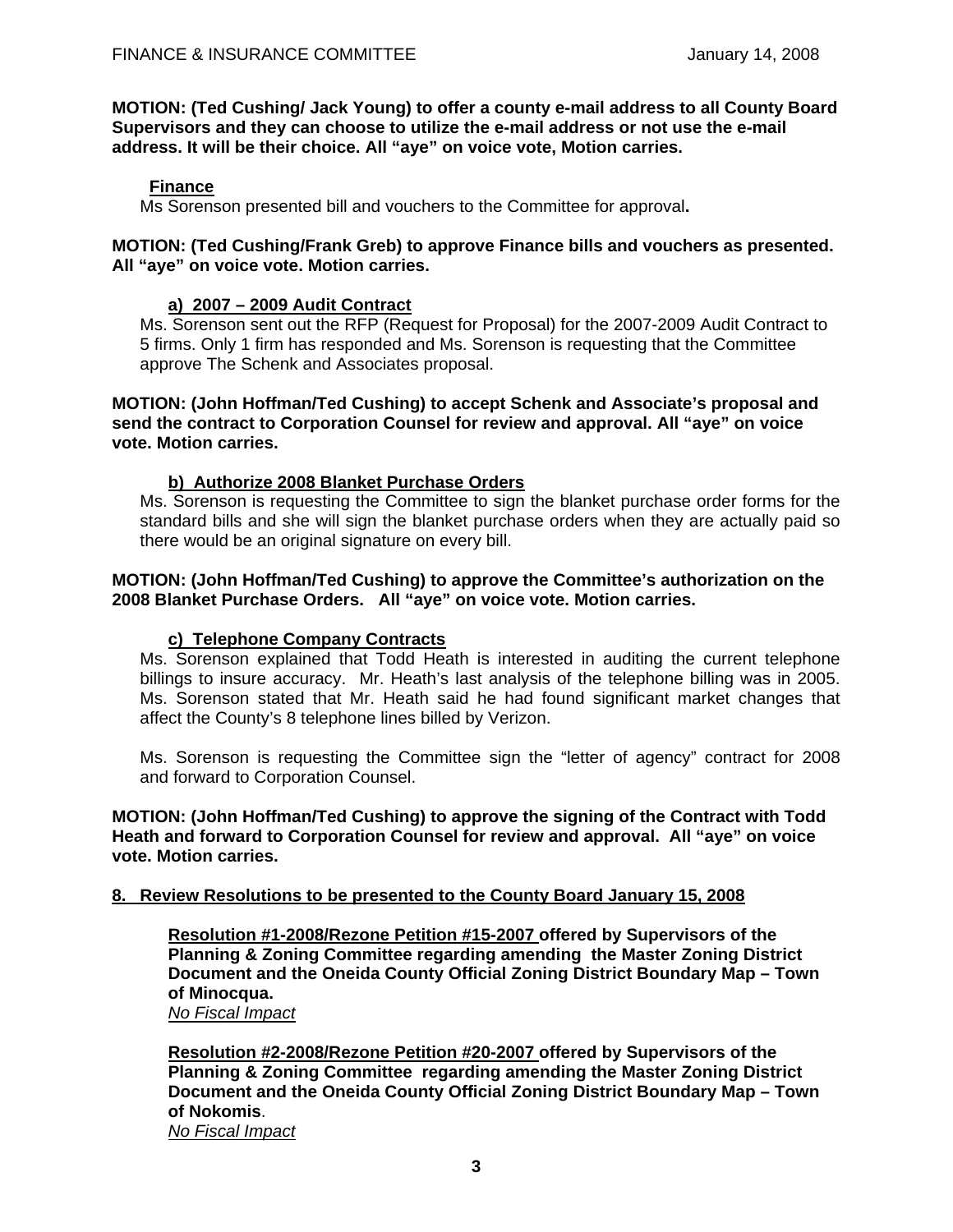**MOTION: (Ted Cushing/ Jack Young) to offer a county e-mail address to all County Board Supervisors and they can choose to utilize the e-mail address or not use the e-mail address. It will be their choice. All "aye" on voice vote, Motion carries.**

**Finance**

Ms Sorenson presented bill and vouchers to the Committee for approval**.**

**MOTION: (Ted Cushing/Frank Greb) to approve Finance bills and vouchers as presented. All "aye" on voice vote. Motion carries.**

**a) 2007 – 2009 Audit Contract**

Ms. Sorenson sent out the RFP (Request for Proposal) for the 2007-2009 Audit Contract to 5 firms. Only 1 firm has responded and Ms. Sorenson is requesting that the Committee approve The Schenk and Associates proposal.

**MOTION: (John Hoffman/Ted Cushing) to accept Schenk and Associate's proposal and send the contract to Corporation Counsel for review and approval. All "aye" on voice vote. Motion carries.**

**b) Authorize 2008 Blanket Purchase Orders**

Ms. Sorenson is requesting the Committee to sign the blanket purchase order forms for the standard bills and she will sign the blanket purchase orders when they are actually paid so there would be an original signature on every bill.

**MOTION: (John Hoffman/Ted Cushing) to approve the Committee's authorization on the 2008 Blanket Purchase Orders. All "aye" on voice vote. Motion carries.**

**c) Telephone Company Contracts**

Ms. Sorenson explained that Todd Heath is interested in auditing the current telephone billings to insure accuracy. Mr. Heath's last analysis of the telephone billing was in 2005. Ms. Sorenson stated that Mr. Heath said he had found significant market changes that affect the County's 8 telephone lines billed by Verizon.

Ms. Sorenson is requesting the Committee sign the "letter of agency" contract for 2008 and forward to Corporation Counsel.

**MOTION: (John Hoffman/Ted Cushing) to approve the signing of the Contract with Todd Heath and forward to Corporation Counsel for review and approval. All "aye" on voice vote. Motion carries.**

**8. Review Resolutions to be presented to the County Board January 15, 2008**

**Resolution #1-2008/Rezone Petition #15-2007 offered by Supervisors of the Planning & Zoning Committee regarding amending the Master Zoning District Document and the Oneida County Official Zoning District Boundary Map – Town of Minocqua.**
*No Fiscal Impact*

**Resolution #2-2008/Rezone Petition #20-2007 offered by Supervisors of the Planning & Zoning Committee regarding amending the Master Zoning District Document and the Oneida County Official Zoning District Boundary Map – Town of Nokomis**.
*No Fiscal Impact*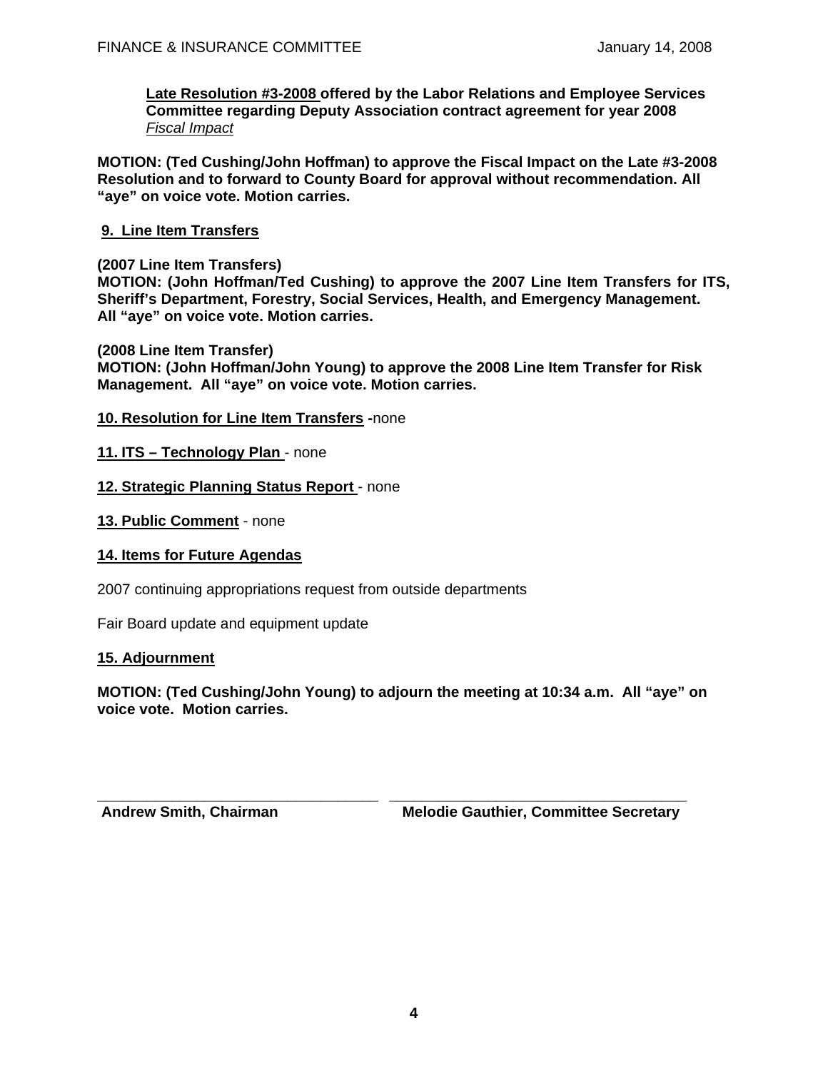**Late Resolution #3-2008 offered by the Labor Relations and Employee Services Committee regarding Deputy Association contract agreement for year 2008**
*Fiscal Impact*

**MOTION: (Ted Cushing/John Hoffman) to approve the Fiscal Impact on the Late #3-2008 Resolution and to forward to County Board for approval without recommendation. All "aye" on voice vote. Motion carries.**

**9. Line Item Transfers**

**(2007 Line Item Transfers)**
**MOTION: (John Hoffman/Ted Cushing) to approve the 2007 Line Item Transfers for ITS, Sheriff's Department, Forestry, Social Services, Health, and Emergency Management. All "aye" on voice vote. Motion carries.**

**(2008 Line Item Transfer)**
**MOTION: (John Hoffman/John Young) to approve the 2008 Line Item Transfer for Risk Management. All "aye" on voice vote. Motion carries.**

**10. Resolution for Line Item Transfers -**none

**11. ITS – Technology Plan** - none

**12. Strategic Planning Status Report** - none

**13. Public Comment** - none

**14. Items for Future Agendas**

2007 continuing appropriations request from outside departments

Fair Board update and equipment update

**15. Adjournment**

**MOTION: (Ted Cushing/John Young) to adjourn the meeting at 10:34 a.m. All "aye" on voice vote. Motion carries.**

\_\_\_\_\_\_\_\_\_\_\_\_\_\_\_\_\_\_\_\_\_\_\_\_\_\_\_\_\_\_\_\_\_\_ \_\_\_\_\_\_\_\_\_\_\_\_\_\_\_\_\_\_\_\_\_\_\_\_\_\_\_\_\_\_\_\_\_\_

**Andrew Smith, Chairman** **Melodie Gauthier, Committee Secretary**